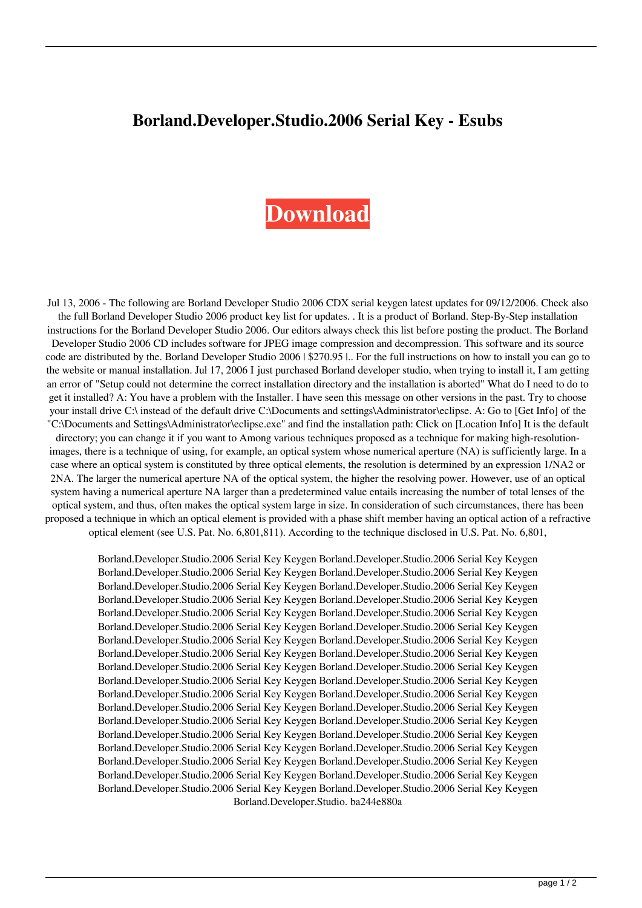# Borland.Developer.Studio.2006 Serial Key - Esubs

**Download**

Jul 13, 2006 - The following are Borland Developer Studio 2006 CDX serial keygen latest updates for 09/12/2006. Check also the full Borland Developer Studio 2006 product key list for updates. . It is a product of Borland. Step-By-Step installation instructions for the Borland Developer Studio 2006. Our editors always check this list before posting the product. The Borland Developer Studio 2006 CD includes software for JPEG image compression and decompression. This software and its source code are distributed by the. Borland Developer Studio 2006 | $270.95 |.. For the full instructions on how to install you can go to the website or manual installation. Jul 17, 2006 I just purchased Borland developer studio, when trying to install it, I am getting an error of "Setup could not determine the correct installation directory and the installation is aborted" What do I need to do to get it installed? A: You have a problem with the Installer. I have seen this message on other versions in the past. Try to choose your install drive C:\ instead of the default drive C:\Documents and settings\Administrator\eclipse. A: Go to [Get Info] of the "C:\Documents and Settings\Administrator\eclipse.exe" and find the installation path: Click on [Location Info] It is the default directory; you can change it if you want to Among various techniques proposed as a technique for making high-resolution-images, there is a technique of using, for example, an optical system whose numerical aperture (NA) is sufficiently large. In a case where an optical system is constituted by three optical elements, the resolution is determined by an expression 1/NA2 or 2NA. The larger the numerical aperture NA of the optical system, the higher the resolving power. However, use of an optical system having a numerical aperture NA larger than a predetermined value entails increasing the number of total lenses of the optical system, and thus, often makes the optical system large in size. In consideration of such circumstances, there has been proposed a technique in which an optical element is provided with a phase shift member having an optical action of a refractive optical element (see U.S. Pat. No. 6,801,811). According to the technique disclosed in U.S. Pat. No. 6,801,

Borland.Developer.Studio.2006 Serial Key Keygen Borland.Developer.Studio.2006 Serial Key Keygen Borland.Developer.Studio.2006 Serial Key Keygen Borland.Developer.Studio.2006 Serial Key Keygen Borland.Developer.Studio.2006 Serial Key Keygen Borland.Developer.Studio.2006 Serial Key Keygen Borland.Developer.Studio.2006 Serial Key Keygen Borland.Developer.Studio.2006 Serial Key Keygen Borland.Developer.Studio.2006 Serial Key Keygen Borland.Developer.Studio.2006 Serial Key Keygen Borland.Developer.Studio.2006 Serial Key Keygen Borland.Developer.Studio.2006 Serial Key Keygen Borland.Developer.Studio.2006 Serial Key Keygen Borland.Developer.Studio.2006 Serial Key Keygen Borland.Developer.Studio.2006 Serial Key Keygen Borland.Developer.Studio.2006 Serial Key Keygen Borland.Developer.Studio.2006 Serial Key Keygen Borland.Developer.Studio.2006 Serial Key Keygen Borland.Developer.Studio.2006 Serial Key Keygen Borland.Developer.Studio.2006 Serial Key Keygen Borland.Developer.Studio.2006 Serial Key Keygen Borland.Developer.Studio.2006 Serial Key Keygen Borland.Developer.Studio.2006 Serial Key Keygen Borland.Developer.Studio.2006 Serial Key Keygen Borland.Developer.Studio.2006 Serial Key Keygen Borland.Developer.Studio.2006 Serial Key Keygen Borland.Developer.Studio.2006 Serial Key Keygen Borland.Developer.Studio.2006 Serial Key Keygen Borland.Developer.Studio.2006 Serial Key Keygen Borland.Developer.Studio.2006 Serial Key Keygen Borland.Developer.Studio.2006 Serial Key Keygen Borland.Developer.Studio.2006 Serial Key Keygen Borland.Developer.Studio.2006 Serial Key Keygen Borland.Developer.Studio.2006 Serial Key Keygen Borland.Developer.Studio.2006 Serial Key Keygen Borland.Developer.Studio.2006 Serial Key Keygen Borland.Developer.Studio. ba244e880a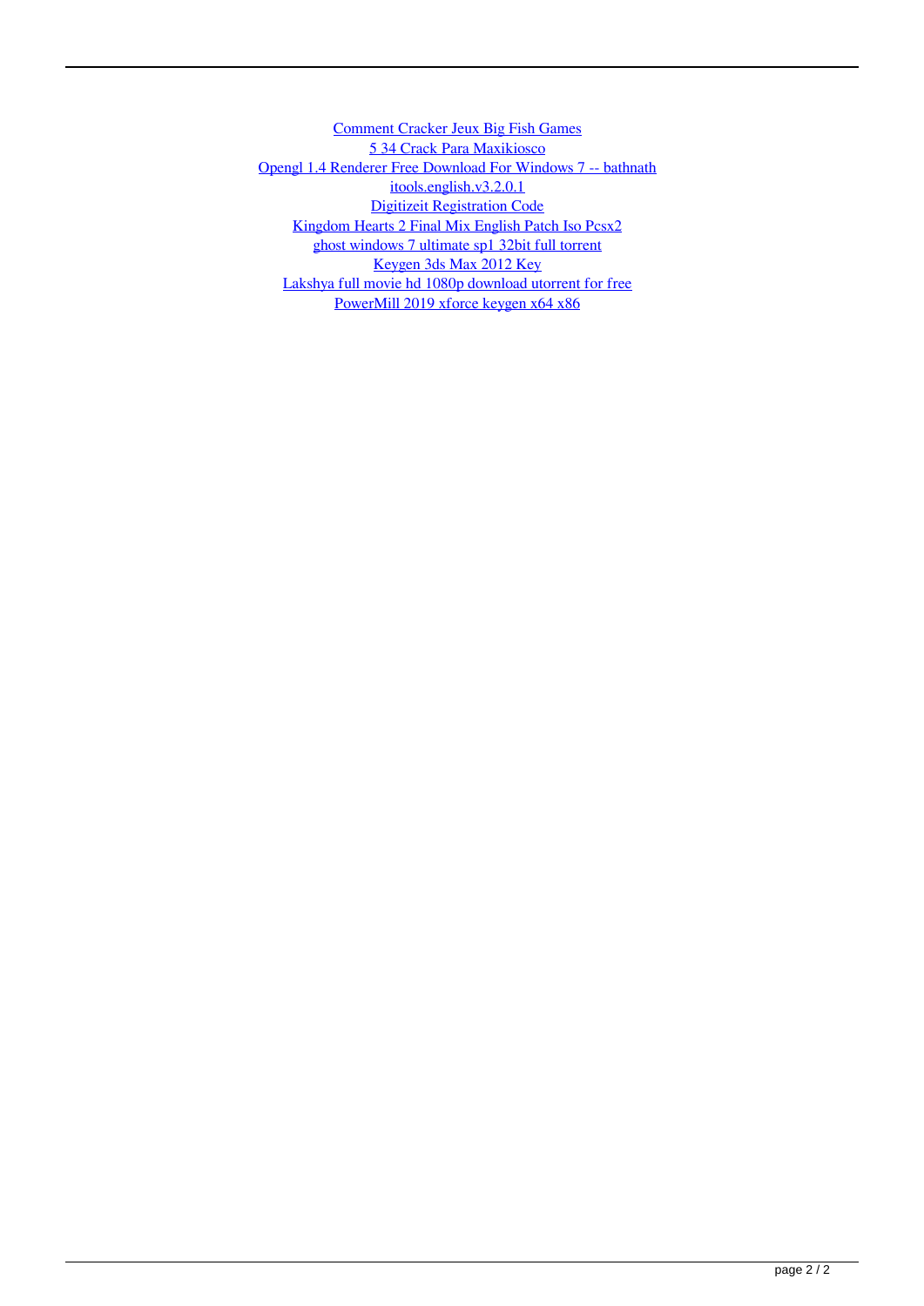Comment Cracker Jeux Big Fish Games
5 34 Crack Para Maxikiosco
Opengl 1.4 Renderer Free Download For Windows 7 -- bathnath
itools.english.v3.2.0.1
Digitizeit Registration Code
Kingdom Hearts 2 Final Mix English Patch Iso Pcsx2
ghost windows 7 ultimate sp1 32bit full torrent
Keygen 3ds Max 2012 Key
Lakshya full movie hd 1080p download utorrent for free
PowerMill 2019 xforce keygen x64 x86